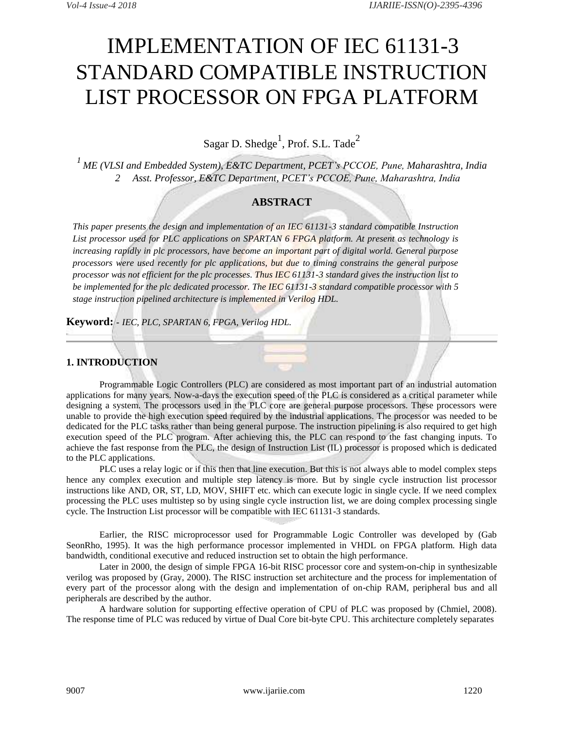# IMPLEMENTATION OF IEC 61131-3 STANDARD COMPATIBLE INSTRUCTION LIST PROCESSOR ON FPGA PLATFORM

Sagar D. Shedge[1], Prof. S.L. Tade[2]

[1] *ME (VLSI and Embedded System), E&TC Department, PCET's PCCOE, Pune, Maharashtra, India*
[2] *Asst. Professor, E&TC Department, PCET's PCCOE, Pune, Maharashtra, India*

## ABSTRACT

*This paper presents the design and implementation of an IEC 61131-3 standard compatible Instruction List processor used for PLC applications on SPARTAN 6 FPGA platform. At present as technology is increasing rapidly in plc processors, have become an important part of digital world. General purpose processors were used recently for plc applications, but due to timing constrains the general purpose processor was not efficient for the plc processes. Thus IEC 61131-3 standard gives the instruction list to be implemented for the plc dedicated processor. The IEC 61131-3 standard compatible processor with 5 stage instruction pipelined architecture is implemented in Verilog HDL.*

**Keyword:** - *IEC, PLC, SPARTAN 6, FPGA, Verilog HDL.*

---

## 1. INTRODUCTION

Programmable Logic Controllers (PLC) are considered as most important part of an industrial automation applications for many years. Now-a-days the execution speed of the PLC is considered as a critical parameter while designing a system. The processors used in the PLC core are general purpose processors. These processors were unable to provide the high execution speed required by the industrial applications. The processor was needed to be dedicated for the PLC tasks rather than being general purpose. The instruction pipelining is also required to get high execution speed of the PLC program. After achieving this, the PLC can respond to the fast changing inputs. To achieve the fast response from the PLC, the design of Instruction List (IL) processor is proposed which is dedicated to the PLC applications.

PLC uses a relay logic or if this then that line execution. But this is not always able to model complex steps hence any complex execution and multiple step latency is more. But by single cycle instruction list processor instructions like AND, OR, ST, LD, MOV, SHIFT etc. which can execute logic in single cycle. If we need complex processing the PLC uses multistep so by using single cycle instruction list, we are doing complex processing single cycle. The Instruction List processor will be compatible with IEC 61131-3 standards.

Earlier, the RISC microprocessor used for Programmable Logic Controller was developed by (Gab SeonRho, 1995). It was the high performance processor implemented in VHDL on FPGA platform. High data bandwidth, conditional executive and reduced instruction set to obtain the high performance.

Later in 2000, the design of simple FPGA 16-bit RISC processor core and system-on-chip in synthesizable verilog was proposed by (Gray, 2000). The RISC instruction set architecture and the process for implementation of every part of the processor along with the design and implementation of on-chip RAM, peripheral bus and all peripherals are described by the author.

A hardware solution for supporting effective operation of CPU of PLC was proposed by (Chmiel, 2008). The response time of PLC was reduced by virtue of Dual Core bit-byte CPU. This architecture completely separates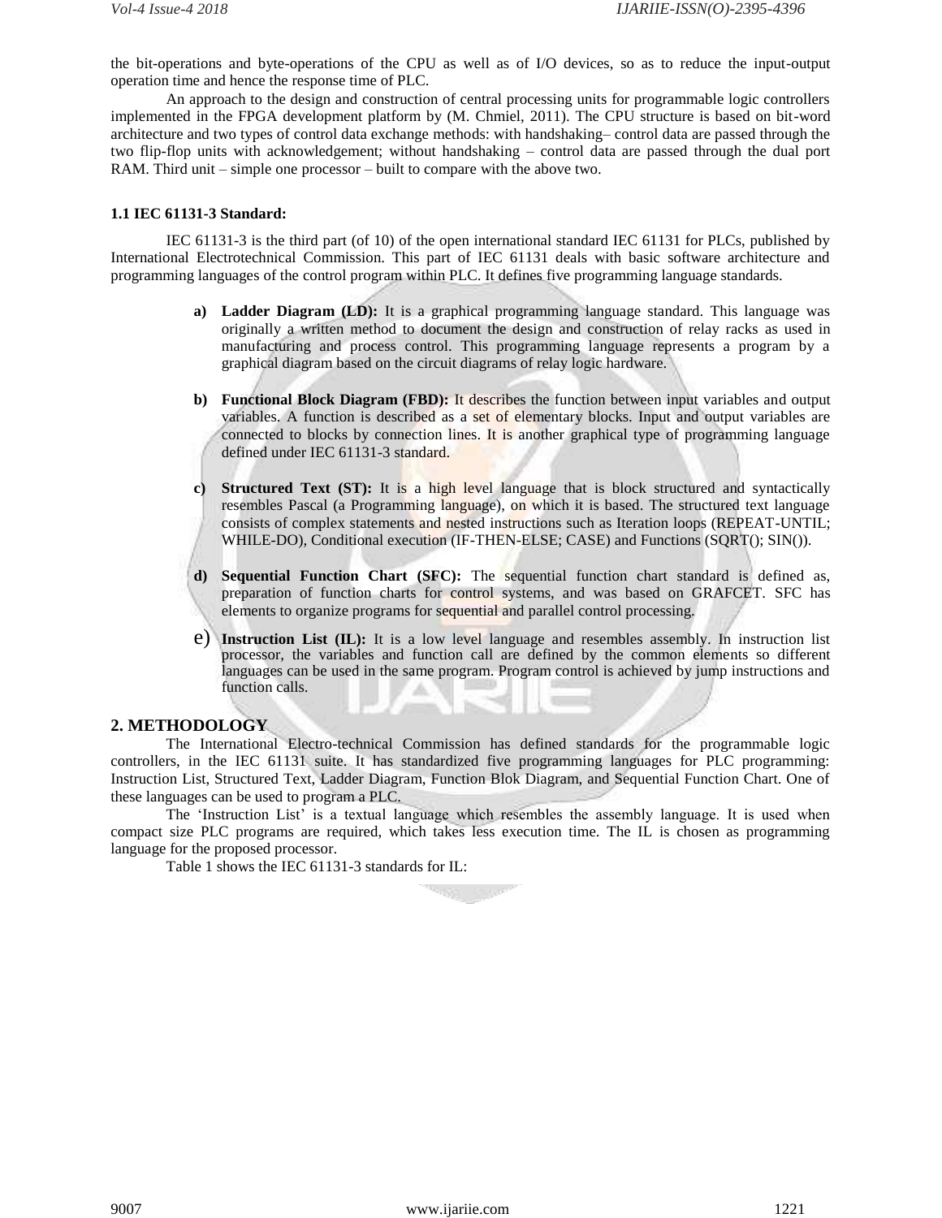the bit-operations and byte-operations of the CPU as well as of I/O devices, so as to reduce the input-output operation time and hence the response time of PLC.

An approach to the design and construction of central processing units for programmable logic controllers implemented in the FPGA development platform by (M. Chmiel, 2011). The CPU structure is based on bit-word architecture and two types of control data exchange methods: with handshaking– control data are passed through the two flip-flop units with acknowledgement; without handshaking – control data are passed through the dual port RAM. Third unit – simple one processor – built to compare with the above two.

### 1.1 IEC 61131-3 Standard:

IEC 61131-3 is the third part (of 10) of the open international standard IEC 61131 for PLCs, published by International Electrotechnical Commission. This part of IEC 61131 deals with basic software architecture and programming languages of the control program within PLC. It defines five programming language standards.

a) **Ladder Diagram (LD):** It is a graphical programming language standard. This language was originally a written method to document the design and construction of relay racks as used in manufacturing and process control. This programming language represents a program by a graphical diagram based on the circuit diagrams of relay logic hardware.

b) **Functional Block Diagram (FBD):** It describes the function between input variables and output variables. A function is described as a set of elementary blocks. Input and output variables are connected to blocks by connection lines. It is another graphical type of programming language defined under IEC 61131-3 standard.

c) **Structured Text (ST):** It is a high level language that is block structured and syntactically resembles Pascal (a Programming language), on which it is based. The structured text language consists of complex statements and nested instructions such as Iteration loops (REPEAT-UNTIL; WHILE-DO), Conditional execution (IF-THEN-ELSE; CASE) and Functions (SQRT(); SIN()).

d) **Sequential Function Chart (SFC):** The sequential function chart standard is defined as, preparation of function charts for control systems, and was based on GRAFCET. SFC has elements to organize programs for sequential and parallel control processing.

e) **Instruction List (IL):** It is a low level language and resembles assembly. In instruction list processor, the variables and function call are defined by the common elements so different languages can be used in the same program. Program control is achieved by jump instructions and function calls.

## 2. METHODOLOGY

The International Electro-technical Commission has defined standards for the programmable logic controllers, in the IEC 61131 suite. It has standardized five programming languages for PLC programming: Instruction List, Structured Text, Ladder Diagram, Function Blok Diagram, and Sequential Function Chart. One of these languages can be used to program a PLC.

The 'Instruction List' is a textual language which resembles the assembly language. It is used when compact size PLC programs are required, which takes less execution time. The IL is chosen as programming language for the proposed processor.

Table 1 shows the IEC 61131-3 standards for IL: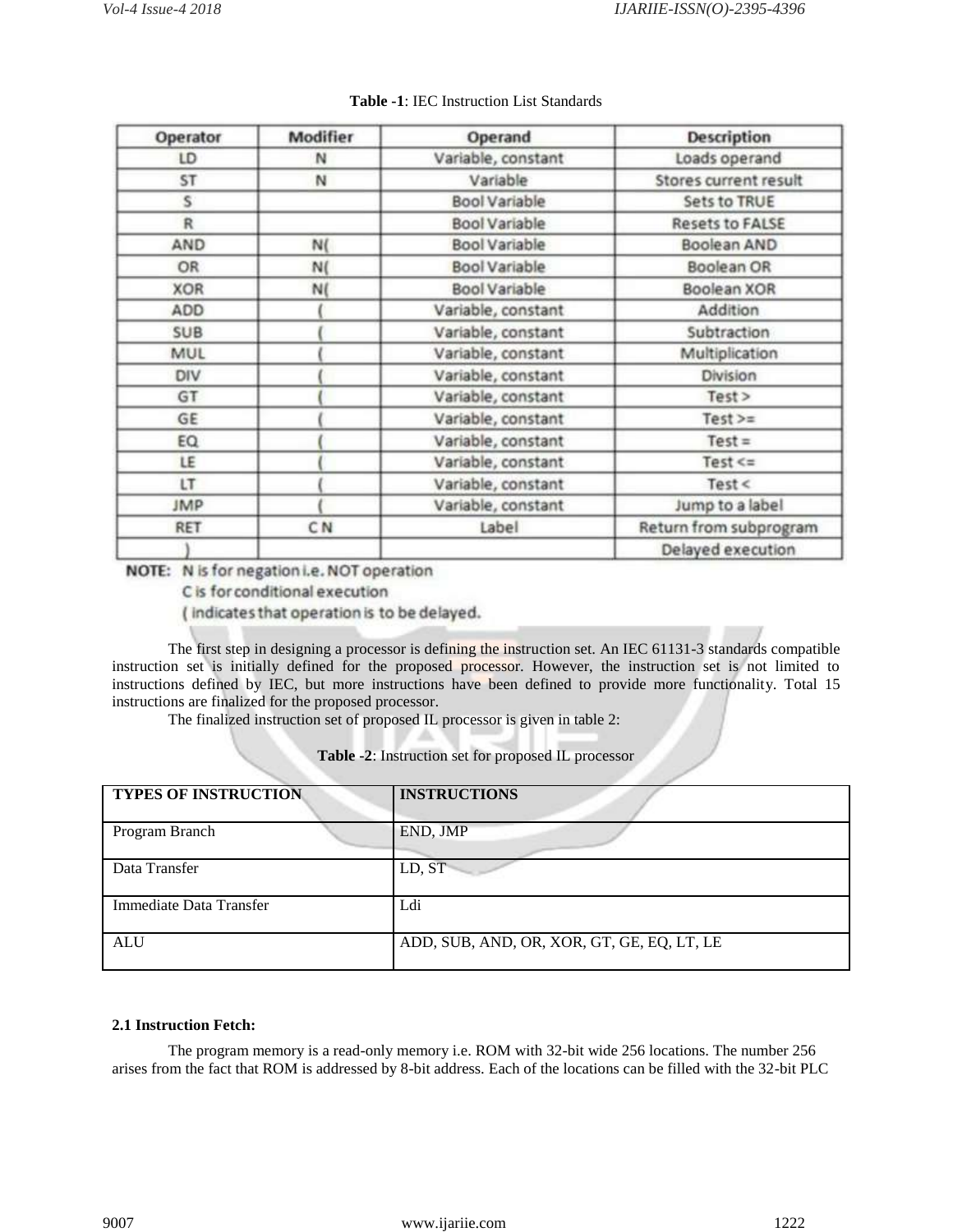**Table -1**: IEC Instruction List Standards

| Operator | Modifier | Operand | Description |
|---|---|---|---|
| LD | N | Variable, constant | Loads operand |
| ST | N | Variable | Stores current result |
| S | | Bool Variable | Sets to TRUE |
| R | | Bool Variable | Resets to FALSE |
| AND | N( | Bool Variable | Boolean AND |
| OR | N( | Bool Variable | Boolean OR |
| XOR | N( | Bool Variable | Boolean XOR |
| ADD | ( | Variable, constant | Addition |
| SUB | ( | Variable, constant | Subtraction |
| MUL | ( | Variable, constant | Multiplication |
| DIV | ( | Variable, constant | Division |
| GT | ( | Variable, constant | Test > |
| GE | ( | Variable, constant | Test >= |
| EQ | ( | Variable, constant | Test = |
| LE | ( | Variable, constant | Test <= |
| LT | ( | Variable, constant | Test < |
| JMP | ( | Variable, constant | Jump to a label |
| RET | C N | Label | Return from subprogram |
| ) | | | Delayed execution |

NOTE: N is for negation i.e. NOT operation
C is for conditional execution
( indicates that operation is to be delayed.

The first step in designing a processor is defining the instruction set. An IEC 61131-3 standards compatible instruction set is initially defined for the proposed processor. However, the instruction set is not limited to instructions defined by IEC, but more instructions have been defined to provide more functionality. Total 15 instructions are finalized for the proposed processor.

The finalized instruction set of proposed IL processor is given in table 2:

**Table -2**: Instruction set for proposed IL processor

| TYPES OF INSTRUCTION | INSTRUCTIONS |
|---|---|
| Program Branch | END, JMP |
| Data Transfer | LD, ST |
| Immediate Data Transfer | Ldi |
| ALU | ADD, SUB, AND, OR, XOR, GT, GE, EQ, LT, LE |

### 2.1 Instruction Fetch:

The program memory is a read-only memory i.e. ROM with 32-bit wide 256 locations. The number 256 arises from the fact that ROM is addressed by 8-bit address. Each of the locations can be filled with the 32-bit PLC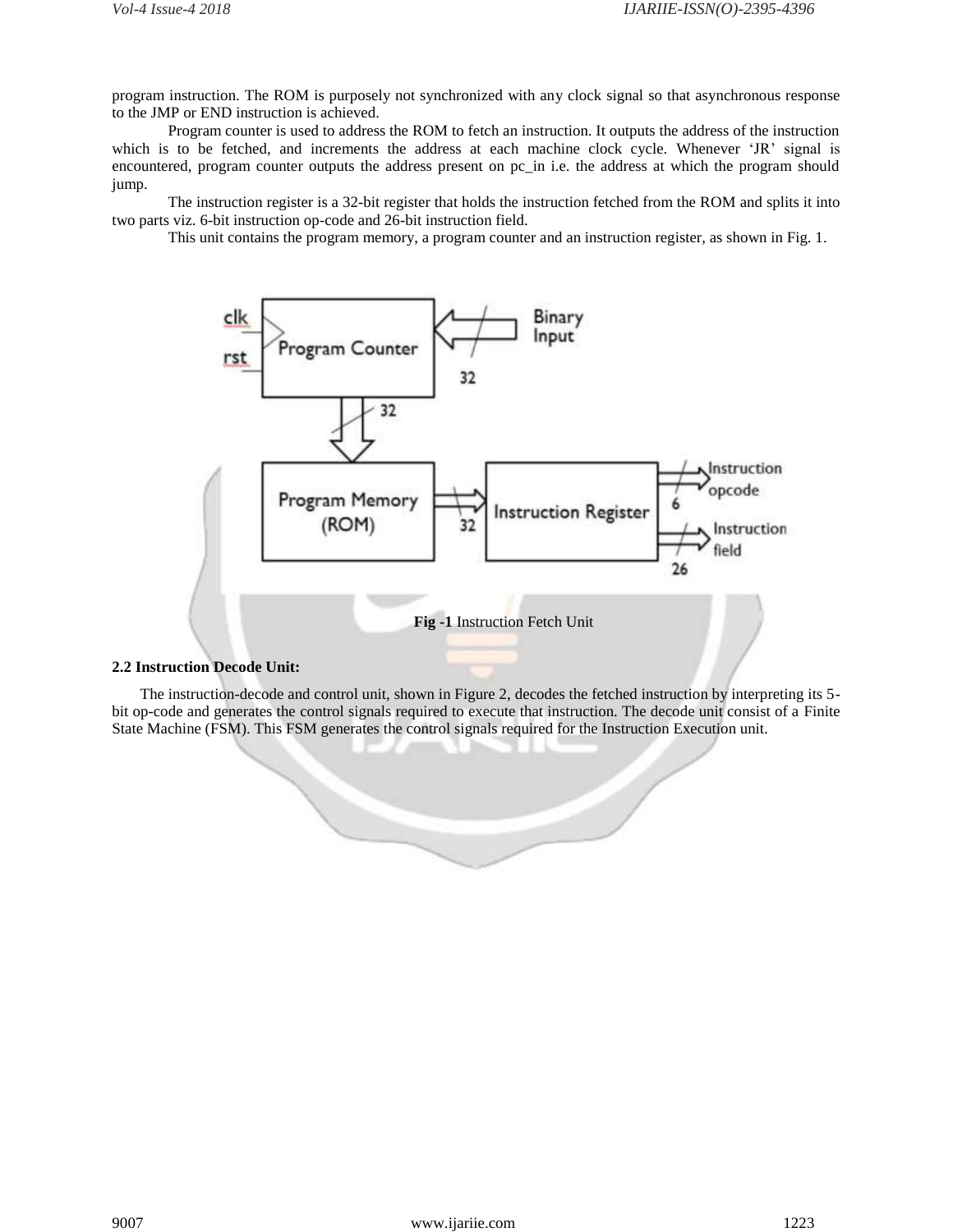program instruction. The ROM is purposely not synchronized with any clock signal so that asynchronous response to the JMP or END instruction is achieved.

Program counter is used to address the ROM to fetch an instruction. It outputs the address of the instruction which is to be fetched, and increments the address at each machine clock cycle. Whenever 'JR' signal is encountered, program counter outputs the address present on pc_in i.e. the address at which the program should jump.

The instruction register is a 32-bit register that holds the instruction fetched from the ROM and splits it into two parts viz. 6-bit instruction op-code and 26-bit instruction field.

This unit contains the program memory, a program counter and an instruction register, as shown in Fig. 1.

**Fig -1** Instruction Fetch Unit

**2.2 Instruction Decode Unit:**

The instruction-decode and control unit, shown in Figure 2, decodes the fetched instruction by interpreting its 5-bit op-code and generates the control signals required to execute that instruction. The decode unit consist of a Finite State Machine (FSM). This FSM generates the control signals required for the Instruction Execution unit.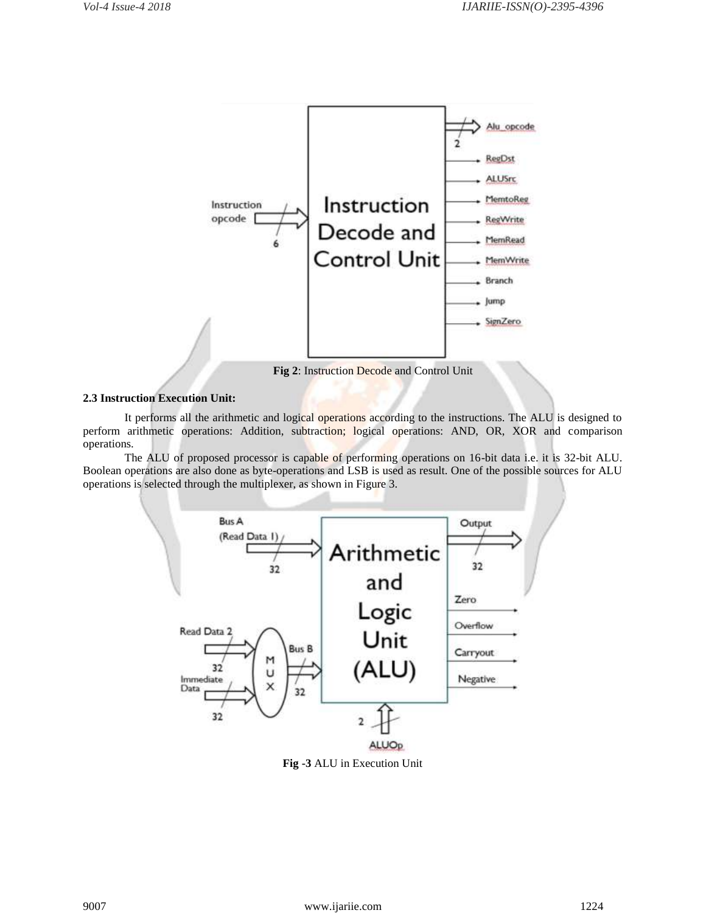**Fig 2**: Instruction Decode and Control Unit

### 2.3 Instruction Execution Unit:

It performs all the arithmetic and logical operations according to the instructions. The ALU is designed to perform arithmetic operations: Addition, subtraction; logical operations: AND, OR, XOR and comparison operations.

The ALU of proposed processor is capable of performing operations on 16-bit data i.e. it is 32-bit ALU. Boolean operations are also done as byte-operations and LSB is used as result. One of the possible sources for ALU operations is selected through the multiplexer, as shown in Figure 3.

**Fig -3** ALU in Execution Unit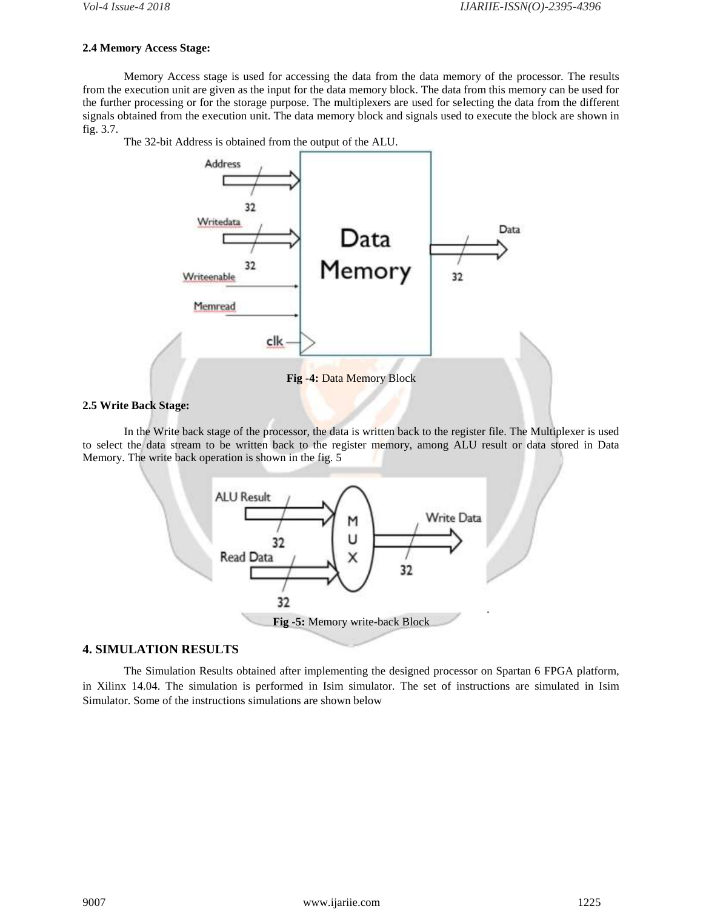### 2.4 Memory Access Stage:

Memory Access stage is used for accessing the data from the data memory of the processor. The results from the execution unit are given as the input for the data memory block. The data from this memory can be used for the further processing or for the storage purpose. The multiplexers are used for selecting the data from the different signals obtained from the execution unit. The data memory block and signals used to execute the block are shown in fig. 3.7.

The 32-bit Address is obtained from the output of the ALU.

**Fig -4:** Data Memory Block

### 2.5 Write Back Stage:

In the Write back stage of the processor, the data is written back to the register file. The Multiplexer is used to select the data stream to be written back to the register memory, among ALU result or data stored in Data Memory. The write back operation is shown in the fig. 5

**Fig -5:** Memory write-back Block

## 4. SIMULATION RESULTS

The Simulation Results obtained after implementing the designed processor on Spartan 6 FPGA platform, in Xilinx 14.04. The simulation is performed in Isim simulator. The set of instructions are simulated in Isim Simulator. Some of the instructions simulations are shown below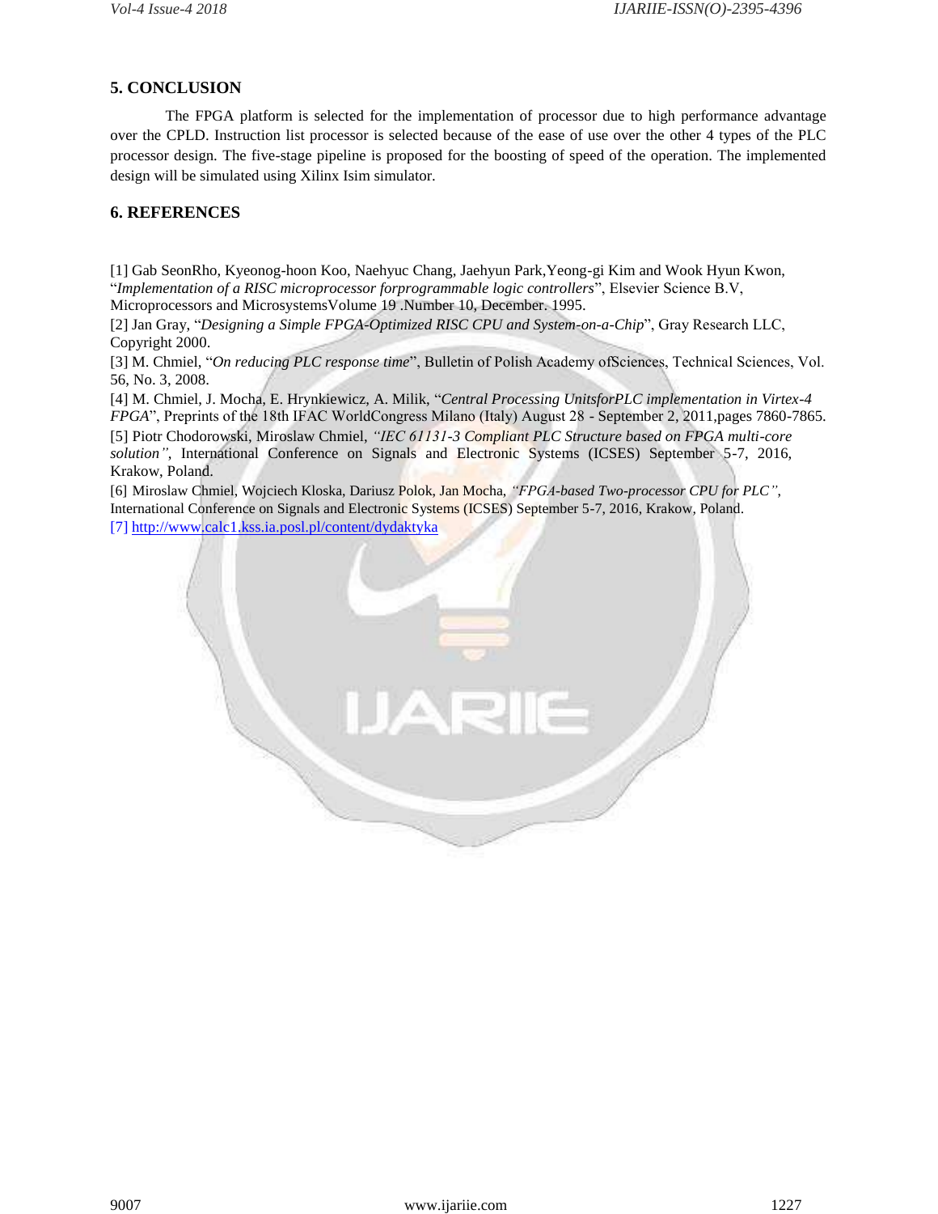## 5. CONCLUSION

The FPGA platform is selected for the implementation of processor due to high performance advantage over the CPLD. Instruction list processor is selected because of the ease of use over the other 4 types of the PLC processor design. The five-stage pipeline is proposed for the boosting of speed of the operation. The implemented design will be simulated using Xilinx Isim simulator.

## 6. REFERENCES

[1] Gab SeonRho, Kyeonog-hoon Koo, Naehyuc Chang, Jaehyun Park,Yeong-gi Kim and Wook Hyun Kwon, "*Implementation of a RISC microprocessor forprogrammable logic controllers*", Elsevier Science B.V, Microprocessors and MicrosystemsVolume 19 .Number 10, December. 1995.

[2] Jan Gray, "*Designing a Simple FPGA-Optimized RISC CPU and System-on-a-Chip*", Gray Research LLC, Copyright 2000.

[3] M. Chmiel, "*On reducing PLC response time*", Bulletin of Polish Academy ofSciences, Technical Sciences, Vol. 56, No. 3, 2008.

[4] M. Chmiel, J. Mocha, E. Hrynkiewicz, A. Milik, "*Central Processing UnitsforPLC implementation in Virtex-4 FPGA*", Preprints of the 18th IFAC WorldCongress Milano (Italy) August 28 - September 2, 2011,pages 7860-7865.

[5] Piotr Chodorowski, Miroslaw Chmiel, *"IEC 61131-3 Compliant PLC Structure based on FPGA multi-core solution"*, International Conference on Signals and Electronic Systems (ICSES) September 5-7, 2016, Krakow, Poland.

[6] Miroslaw Chmiel, Wojciech Kloska, Dariusz Polok, Jan Mocha, *"FPGA-based Two-processor CPU for PLC"*, International Conference on Signals and Electronic Systems (ICSES) September 5-7, 2016, Krakow, Poland.

[7] http://www.calc1.kss.ia.posl.pl/content/dydaktyka